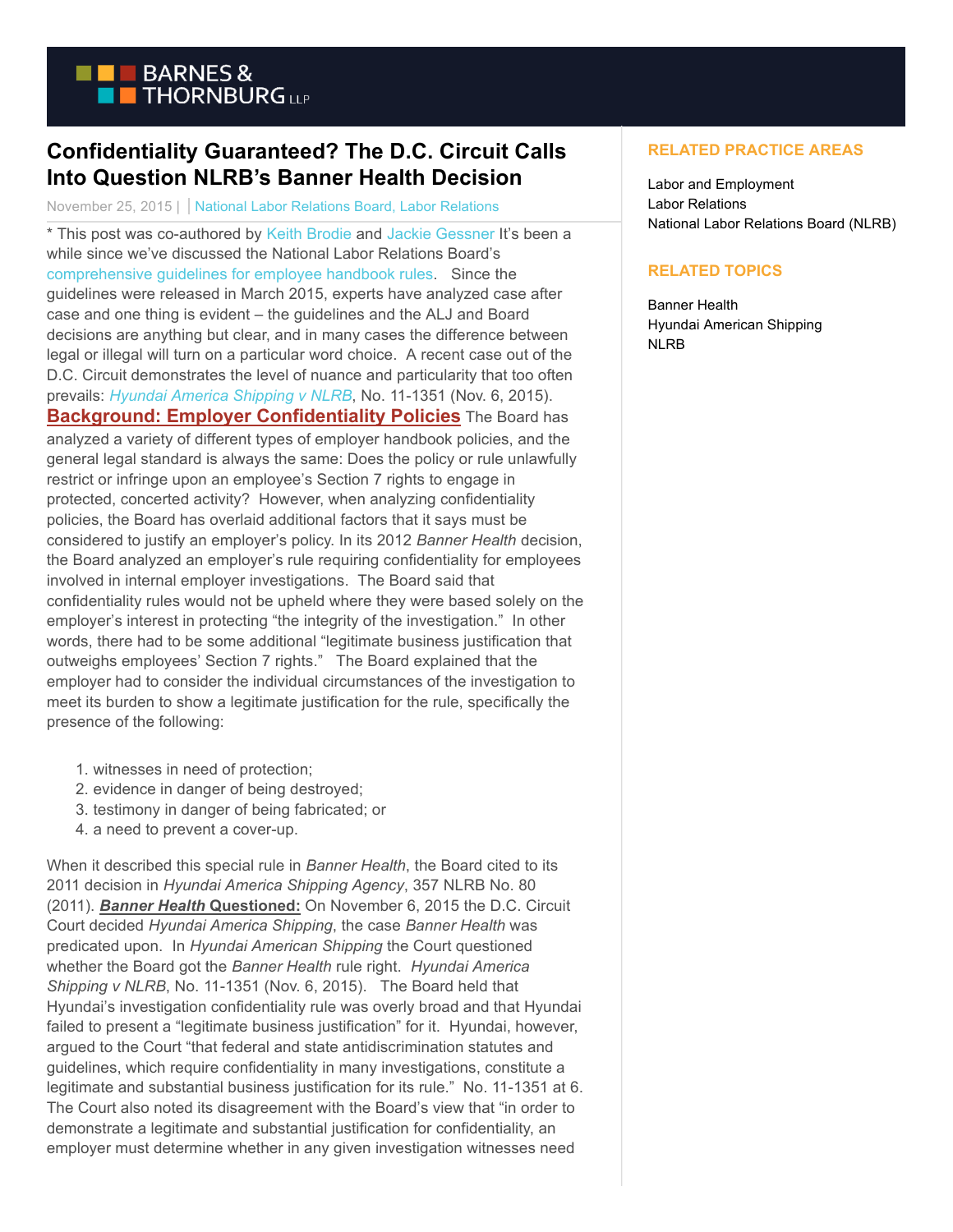# Confidentiality Guaranteed? The D.C. Circuit Calls Into Question NLRB's Banner Health Decision

November 25, 2015 | | National Labor Relations Board, Labor Relations

* This post was co-authored by Keith Brodie and Jackie Gessner It's been a while since we've discussed the National Labor Relations Board's comprehensive guidelines for employee handbook rules. Since the guidelines were released in March 2015, experts have analyzed case after case and one thing is evident – the guidelines and the ALJ and Board decisions are anything but clear, and in many cases the difference between legal or illegal will turn on a particular word choice. A recent case out of the D.C. Circuit demonstrates the level of nuance and particularity that too often prevails: *Hyundai America Shipping v NLRB*, No. 11-1351 (Nov. 6, 2015).

**Background: Employer Confidentiality Policies** The Board has analyzed a variety of different types of employer handbook policies, and the general legal standard is always the same: Does the policy or rule unlawfully restrict or infringe upon an employee's Section 7 rights to engage in protected, concerted activity? However, when analyzing confidentiality policies, the Board has overlaid additional factors that it says must be considered to justify an employer's policy. In its 2012 *Banner Health* decision, the Board analyzed an employer's rule requiring confidentiality for employees involved in internal employer investigations. The Board said that confidentiality rules would not be upheld where they were based solely on the employer's interest in protecting "the integrity of the investigation." In other words, there had to be some additional "legitimate business justification that outweighs employees' Section 7 rights." The Board explained that the employer had to consider the individual circumstances of the investigation to meet its burden to show a legitimate justification for the rule, specifically the presence of the following:

1. witnesses in need of protection;
2. evidence in danger of being destroyed;
3. testimony in danger of being fabricated; or
4. a need to prevent a cover-up.

When it described this special rule in *Banner Health*, the Board cited to its 2011 decision in *Hyundai America Shipping Agency*, 357 NLRB No. 80 (2011). ***Banner Health* Questioned:** On November 6, 2015 the D.C. Circuit Court decided *Hyundai America Shipping*, the case *Banner Health* was predicated upon. In *Hyundai American Shipping* the Court questioned whether the Board got the *Banner Health* rule right. *Hyundai America Shipping v NLRB*, No. 11-1351 (Nov. 6, 2015). The Board held that Hyundai's investigation confidentiality rule was overly broad and that Hyundai failed to present a "legitimate business justification" for it. Hyundai, however, argued to the Court "that federal and state antidiscrimination statutes and guidelines, which require confidentiality in many investigations, constitute a legitimate and substantial business justification for its rule." No. 11-1351 at 6. The Court also noted its disagreement with the Board's view that "in order to demonstrate a legitimate and substantial justification for confidentiality, an employer must determine whether in any given investigation witnesses need

## RELATED PRACTICE AREAS

Labor and Employment
Labor Relations
National Labor Relations Board (NLRB)

## RELATED TOPICS

Banner Health
Hyundai American Shipping
NLRB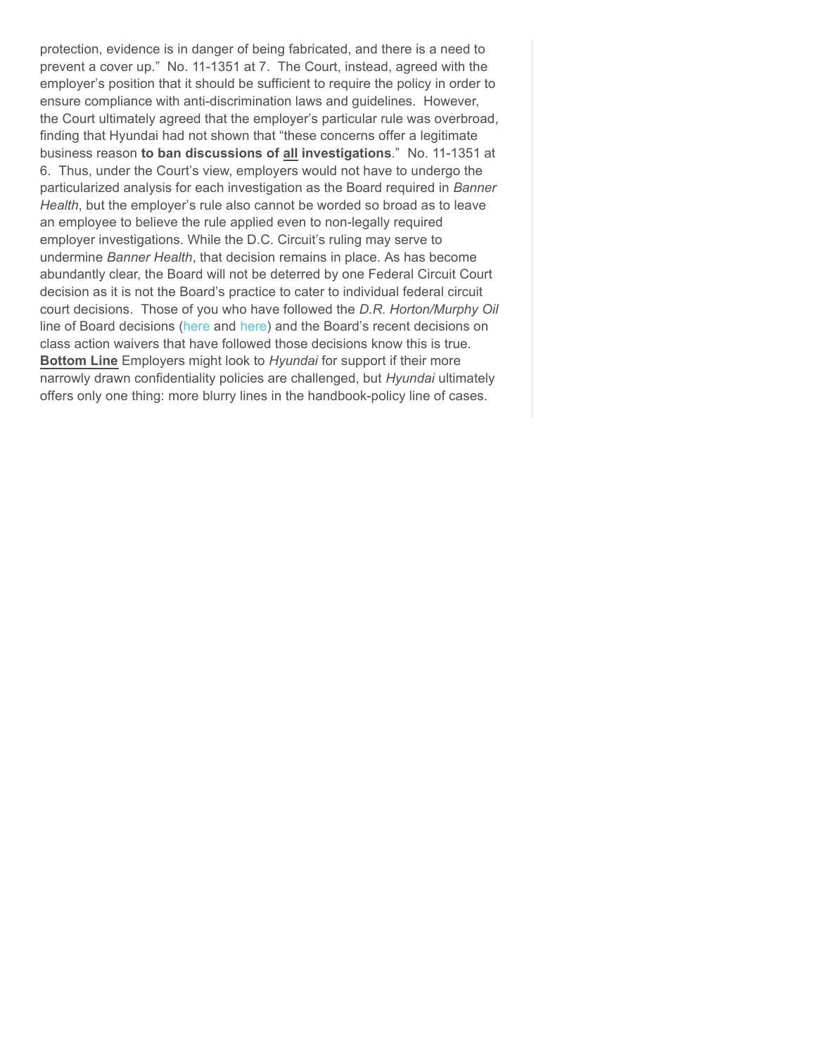protection, evidence is in danger of being fabricated, and there is a need to prevent a cover up." No. 11-1351 at 7. The Court, instead, agreed with the employer's position that it should be sufficient to require the policy in order to ensure compliance with anti-discrimination laws and guidelines. However, the Court ultimately agreed that the employer's particular rule was overbroad, finding that Hyundai had not shown that "these concerns offer a legitimate business reason **to ban discussions of <u>all</u> investigations**." No. 11-1351 at 6. Thus, under the Court's view, employers would not have to undergo the particularized analysis for each investigation as the Board required in *Banner Health*, but the employer's rule also cannot be worded so broad as to leave an employee to believe the rule applied even to non-legally required employer investigations. While the D.C. Circuit's ruling may serve to undermine *Banner Health*, that decision remains in place. As has become abundantly clear, the Board will not be deterred by one Federal Circuit Court decision as it is not the Board's practice to cater to individual federal circuit court decisions. Those of you who have followed the *D.R. Horton/Murphy Oil* line of Board decisions (here and here) and the Board's recent decisions on class action waivers that have followed those decisions know this is true.

**<u>Bottom Line</u>** Employers might look to *Hyundai* for support if their more narrowly drawn confidentiality policies are challenged, but *Hyundai* ultimately offers only one thing: more blurry lines in the handbook-policy line of cases.